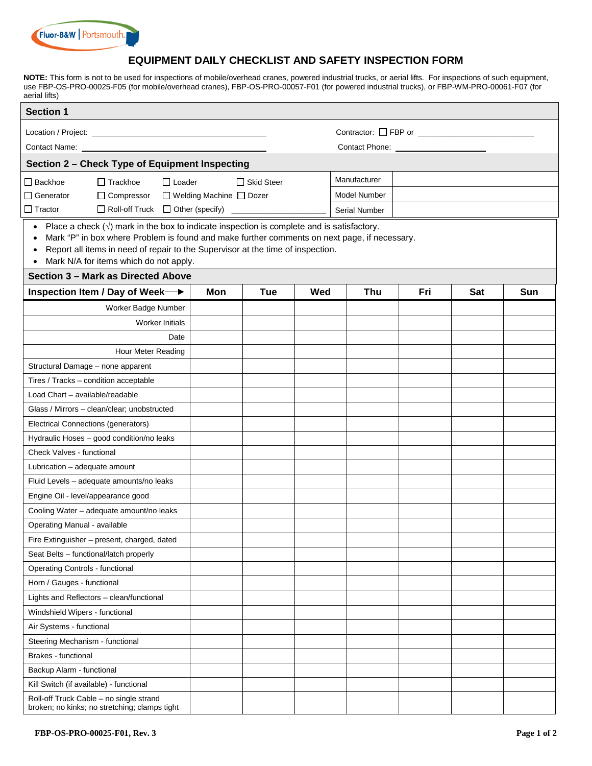Fluor-B&W | Portsmouth

# EQUIPMENT DAILY CHECKLIST AND SAFETY INSPECTION FORM

**NOTE:** This form is not to be used for inspections of mobile/overhead cranes, powered industrial trucks, or aerial lifts. For inspections of such equipment, use FBP-OS-PRO-00025-F05 (for mobile/overhead cranes), FBP-OS-PRO-00057-F01 (for powered industrial trucks), or FBP-WM-PRO-00061-F07 (for aerial lifts)

## Section 1

Location / Project: ______________________________ Contractor: ☐ FBP or ____________________

Contact Name: ______________________________ Contact Phone: ________________

## Section 2 – Check Type of Equipment Inspecting

| | | | | | |
|---|---|---|---|---|---|
| ☐ Backhoe | ☐ Trackhoe | ☐ Loader | ☐ Skid Steer | Manufacturer | |
| ☐ Generator | ☐ Compressor | ☐ Welding Machine | ☐ Dozer | Model Number | |
| ☐ Tractor | ☐ Roll-off Truck | ☐ Other (specify) ________ | | Serial Number | |

- Place a check (√) mark in the box to indicate inspection is complete and is satisfactory.
- Mark "P" in box where Problem is found and make further comments on next page, if necessary.
- Report all items in need of repair to the Supervisor at the time of inspection.
- Mark N/A for items which do not apply.

## Section 3 – Mark as Directed Above

| Inspection Item / Day of Week ⟶ | Mon | Tue | Wed | Thu | Fri | Sat | Sun |
|---|---|---|---|---|---|---|---|
| Worker Badge Number | | | | | | | |
| Worker Initials | | | | | | | |
| Date | | | | | | | |
| Hour Meter Reading | | | | | | | |
| Structural Damage – none apparent | | | | | | | |
| Tires / Tracks – condition acceptable | | | | | | | |
| Load Chart – available/readable | | | | | | | |
| Glass / Mirrors – clean/clear; unobstructed | | | | | | | |
| Electrical Connections (generators) | | | | | | | |
| Hydraulic Hoses – good condition/no leaks | | | | | | | |
| Check Valves - functional | | | | | | | |
| Lubrication – adequate amount | | | | | | | |
| Fluid Levels – adequate amounts/no leaks | | | | | | | |
| Engine Oil - level/appearance good | | | | | | | |
| Cooling Water – adequate amount/no leaks | | | | | | | |
| Operating Manual - available | | | | | | | |
| Fire Extinguisher – present, charged, dated | | | | | | | |
| Seat Belts – functional/latch properly | | | | | | | |
| Operating Controls - functional | | | | | | | |
| Horn / Gauges - functional | | | | | | | |
| Lights and Reflectors – clean/functional | | | | | | | |
| Windshield Wipers - functional | | | | | | | |
| Air Systems - functional | | | | | | | |
| Steering Mechanism - functional | | | | | | | |
| Brakes - functional | | | | | | | |
| Backup Alarm - functional | | | | | | | |
| Kill Switch (if available) - functional | | | | | | | |
| Roll-off Truck Cable – no single strand broken; no kinks; no stretching; clamps tight | | | | | | | |

FBP-OS-PRO-00025-F01, Rev. 3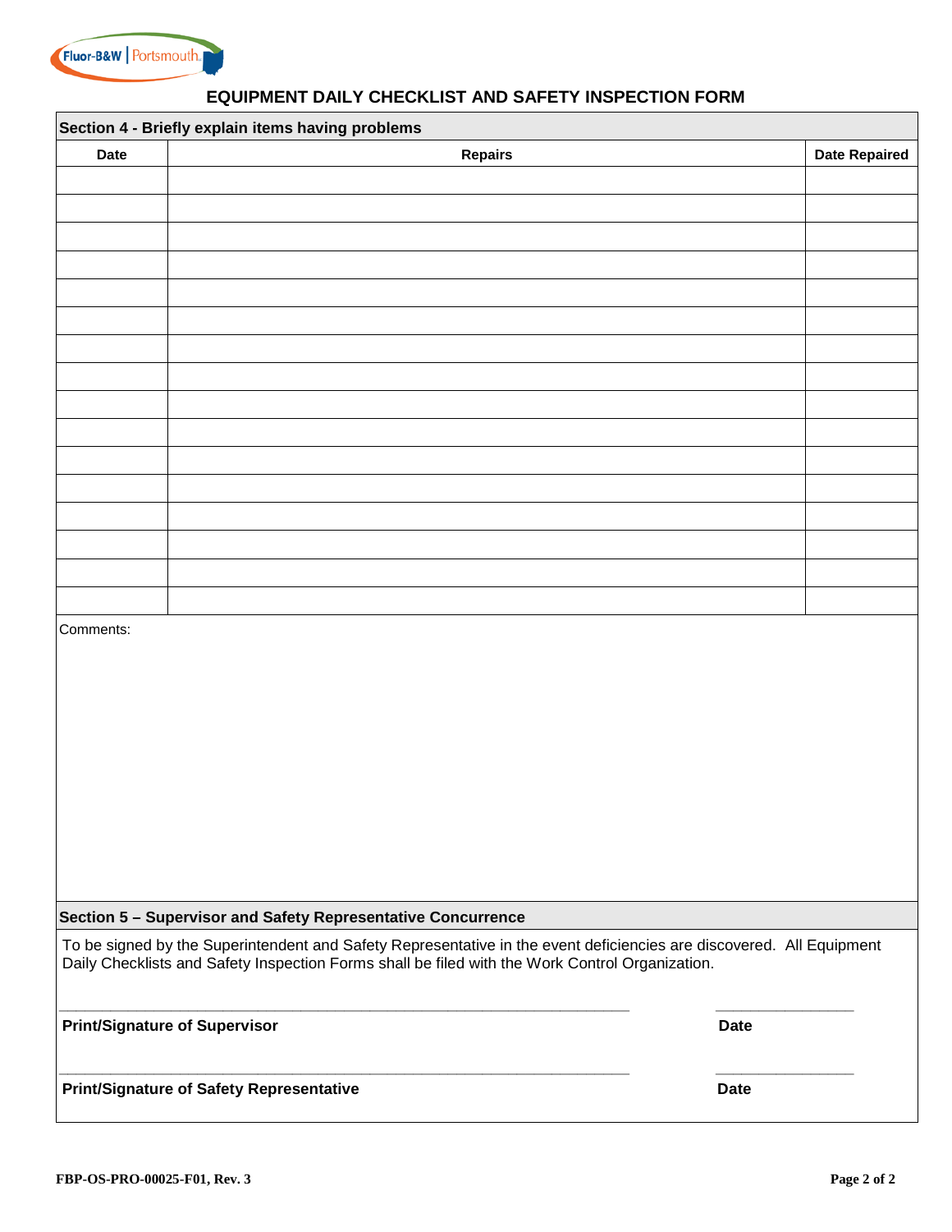# EQUIPMENT DAILY CHECKLIST AND SAFETY INSPECTION FORM

## Section 4 - Briefly explain items having problems

| Date | Repairs | Date Repaired |
|---|---|---|
| | | |
| | | |
| | | |
| | | |
| | | |
| | | |
| | | |
| | | |
| | | |
| | | |
| | | |
| | | |
| | | |
| | | |
| | | |
| | | |

Comments:

## Section 5 – Supervisor and Safety Representative Concurrence

To be signed by the Superintendent and Safety Representative in the event deficiencies are discovered. All Equipment Daily Checklists and Safety Inspection Forms shall be filed with the Work Control Organization.

______________________________________________ ______________

**Print/Signature of Supervisor** **Date**

______________________________________________ ______________

**Print/Signature of Safety Representative** **Date**

FBP-OS-PRO-00025-F01, Rev. 3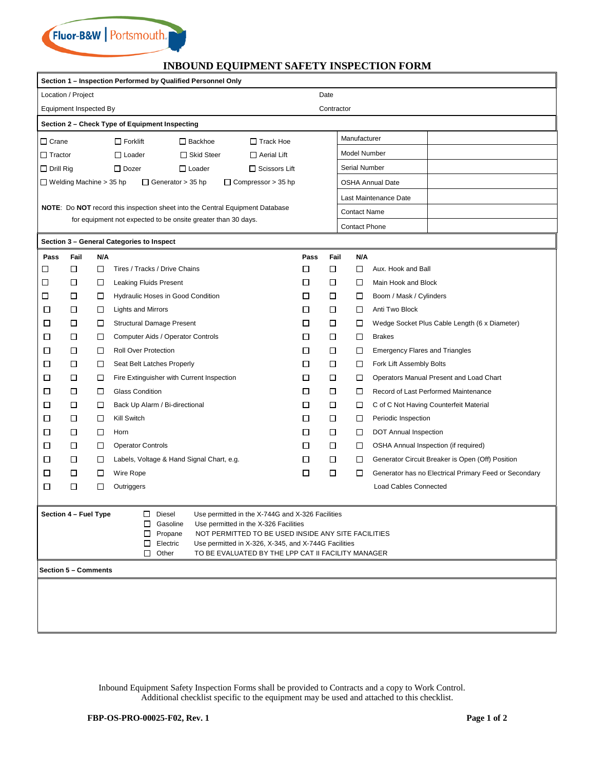Fluor-B&W | Portsmouth

# INBOUND EQUIPMENT SAFETY INSPECTION FORM

**Section 1 – Inspection Performed by Qualified Personnel Only**

| | |
|---|---|
| Location / Project | Date |
| Equipment Inspected By | Contractor |

**Section 2 – Check Type of Equipment Inspecting**

☐ Crane ☐ Forklift ☐ Backhoe ☐ Track Hoe
☐ Tractor ☐ Loader ☐ Skid Steer ☐ Aerial Lift
☐ Drill Rig ☐ Dozer ☐ Loader ☐ Scissors Lift
☐ Welding Machine > 35 hp ☐ Generator > 35 hp ☐ Compressor > 35 hp

**NOTE**: Do **NOT** record this inspection sheet into the Central Equipment Database for equipment not expected to be onsite greater than 30 days.

| | |
|---|---|
| Manufacturer | |
| Model Number | |
| Serial Number | |
| OSHA Annual Date | |
| Last Maintenance Date | |
| Contact Name | |
| Contact Phone | |

**Section 3 – General Categories to Inspect**

| Pass | Fail | N/A | | Pass | Fail | N/A | |
|---|---|---|---|---|---|---|---|
| ☐ | ☐ | ☐ | Tires / Tracks / Drive Chains | ☐ | ☐ | ☐ | Aux. Hook and Ball |
| ☐ | ☐ | ☐ | Leaking Fluids Present | ☐ | ☐ | ☐ | Main Hook and Block |
| ☐ | ☐ | ☐ | Hydraulic Hoses in Good Condition | ☐ | ☐ | ☐ | Boom / Mask / Cylinders |
| ☐ | ☐ | ☐ | Lights and Mirrors | ☐ | ☐ | ☐ | Anti Two Block |
| ☐ | ☐ | ☐ | Structural Damage Present | ☐ | ☐ | ☐ | Wedge Socket Plus Cable Length (6 x Diameter) |
| ☐ | ☐ | ☐ | Computer Aids / Operator Controls | ☐ | ☐ | ☐ | Brakes |
| ☐ | ☐ | ☐ | Roll Over Protection | ☐ | ☐ | ☐ | Emergency Flares and Triangles |
| ☐ | ☐ | ☐ | Seat Belt Latches Properly | ☐ | ☐ | ☐ | Fork Lift Assembly Bolts |
| ☐ | ☐ | ☐ | Fire Extinguisher with Current Inspection | ☐ | ☐ | ☐ | Operators Manual Present and Load Chart |
| ☐ | ☐ | ☐ | Glass Condition | ☐ | ☐ | ☐ | Record of Last Performed Maintenance |
| ☐ | ☐ | ☐ | Back Up Alarm / Bi-directional | ☐ | ☐ | ☐ | C of C Not Having Counterfeit Material |
| ☐ | ☐ | ☐ | Kill Switch | ☐ | ☐ | ☐ | Periodic Inspection |
| ☐ | ☐ | ☐ | Horn | ☐ | ☐ | ☐ | DOT Annual Inspection |
| ☐ | ☐ | ☐ | Operator Controls | ☐ | ☐ | ☐ | OSHA Annual Inspection (if required) |
| ☐ | ☐ | ☐ | Labels, Voltage & Hand Signal Chart, e.g. | ☐ | ☐ | ☐ | Generator Circuit Breaker is Open (Off) Position |
| ☐ | ☐ | ☐ | Wire Rope | ☐ | ☐ | ☐ | Generator has no Electrical Primary Feed or Secondary Load Cables Connected |
| ☐ | ☐ | ☐ | Outriggers | | | | |

**Section 4 – Fuel Type**

| | | |
|---|---|---|
| ☐ | Diesel | Use permitted in the X-744G and X-326 Facilities |
| ☐ | Gasoline | Use permitted in the X-326 Facilities |
| ☐ | Propane | NOT PERMITTED TO BE USED INSIDE ANY SITE FACILITIES |
| ☐ | Electric | Use permitted in X-326, X-345, and X-744G Facilities |
| ☐ | Other | TO BE EVALUATED BY THE LPP CAT II FACILITY MANAGER |

**Section 5 – Comments**

Inbound Equipment Safety Inspection Forms shall be provided to Contracts and a copy to Work Control.
Additional checklist specific to the equipment may be used and attached to this checklist.

**FBP-OS-PRO-00025-F02, Rev. 1**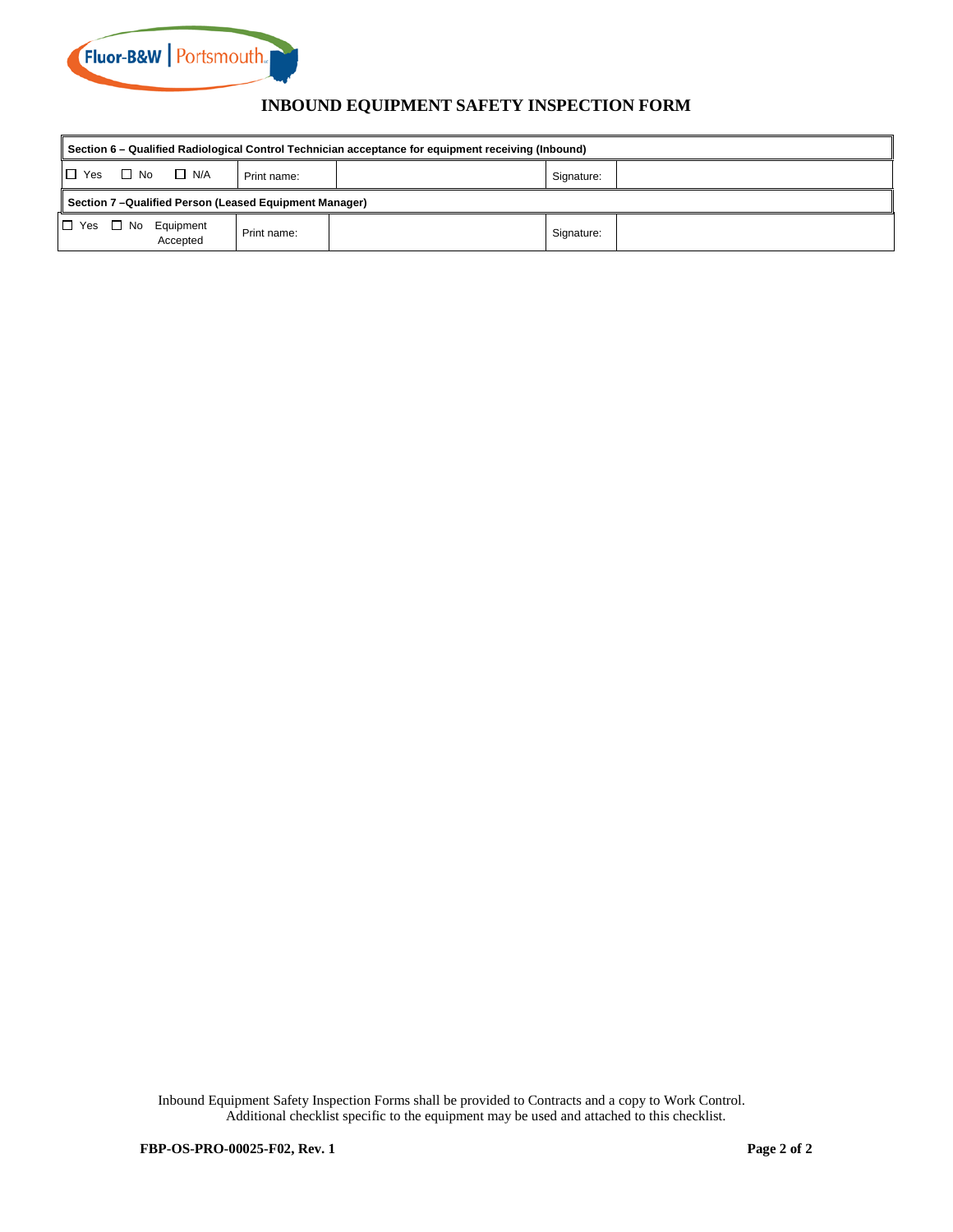# INBOUND EQUIPMENT SAFETY INSPECTION FORM

| **Section 6 – Qualified Radiological Control Technician acceptance for equipment receiving (Inbound)** | | | | |
|---|---|---|---|---|
| ☐ Yes ☐ No ☐ N/A | Print name: | | Signature: | |
| **Section 7 –Qualified Person (Leased Equipment Manager)** | | | | |
| ☐ Yes ☐ No Equipment Accepted | Print name: | | Signature: | |

Inbound Equipment Safety Inspection Forms shall be provided to Contracts and a copy to Work Control.
Additional checklist specific to the equipment may be used and attached to this checklist.

**FBP-OS-PRO-00025-F02, Rev. 1**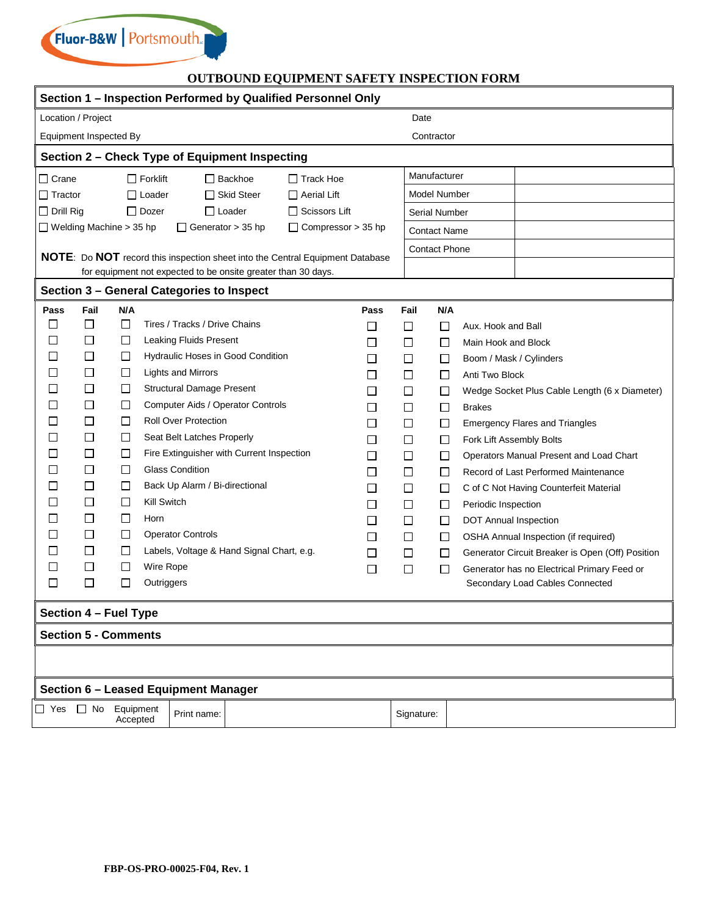# OUTBOUND EQUIPMENT SAFETY INSPECTION FORM

## Section 1 – Inspection Performed by Qualified Personnel Only

| | |
|---|---|
| Location / Project | Date |
| Equipment Inspected By | Contractor |

## Section 2 – Check Type of Equipment Inspecting

☐ Crane ☐ Forklift ☐ Backhoe ☐ Track Hoe
☐ Tractor ☐ Loader ☐ Skid Steer ☐ Aerial Lift
☐ Drill Rig ☐ Dozer ☐ Loader ☐ Scissors Lift
☐ Welding Machine > 35 hp ☐ Generator > 35 hp ☐ Compressor > 35 hp

**NOTE**: Do **NOT** record this inspection sheet into the Central Equipment Database for equipment not expected to be onsite greater than 30 days.

| | |
|---|---|
| Manufacturer | |
| Model Number | |
| Serial Number | |
| Contact Name | |
| Contact Phone | |
| | |

## Section 3 – General Categories to Inspect

| Pass | Fail | N/A | | Pass | Fail | N/A | |
|---|---|---|---|---|---|---|---|
| ☐ | ☐ | ☐ | Tires / Tracks / Drive Chains | ☐ | ☐ | ☐ | Aux. Hook and Ball |
| ☐ | ☐ | ☐ | Leaking Fluids Present | ☐ | ☐ | ☐ | Main Hook and Block |
| ☐ | ☐ | ☐ | Hydraulic Hoses in Good Condition | ☐ | ☐ | ☐ | Boom / Mask / Cylinders |
| ☐ | ☐ | ☐ | Lights and Mirrors | ☐ | ☐ | ☐ | Anti Two Block |
| ☐ | ☐ | ☐ | Structural Damage Present | ☐ | ☐ | ☐ | Wedge Socket Plus Cable Length (6 x Diameter) |
| ☐ | ☐ | ☐ | Computer Aids / Operator Controls | ☐ | ☐ | ☐ | Brakes |
| ☐ | ☐ | ☐ | Roll Over Protection | ☐ | ☐ | ☐ | Emergency Flares and Triangles |
| ☐ | ☐ | ☐ | Seat Belt Latches Properly | ☐ | ☐ | ☐ | Fork Lift Assembly Bolts |
| ☐ | ☐ | ☐ | Fire Extinguisher with Current Inspection | ☐ | ☐ | ☐ | Operators Manual Present and Load Chart |
| ☐ | ☐ | ☐ | Glass Condition | ☐ | ☐ | ☐ | Record of Last Performed Maintenance |
| ☐ | ☐ | ☐ | Back Up Alarm / Bi-directional | ☐ | ☐ | ☐ | C of C Not Having Counterfeit Material |
| ☐ | ☐ | ☐ | Kill Switch | ☐ | ☐ | ☐ | Periodic Inspection |
| ☐ | ☐ | ☐ | Horn | ☐ | ☐ | ☐ | DOT Annual Inspection |
| ☐ | ☐ | ☐ | Operator Controls | ☐ | ☐ | ☐ | OSHA Annual Inspection (if required) |
| ☐ | ☐ | ☐ | Labels, Voltage & Hand Signal Chart, e.g. | ☐ | ☐ | ☐ | Generator Circuit Breaker is Open (Off) Position |
| ☐ | ☐ | ☐ | Wire Rope | ☐ | ☐ | ☐ | Generator has no Electrical Primary Feed or Secondary Load Cables Connected |
| ☐ | ☐ | ☐ | Outriggers | | | | |

## Section 4 – Fuel Type

## Section 5 - Comments

## Section 6 – Leased Equipment Manager

| | | | | |
|---|---|---|---|---|
| ☐ Yes ☐ No Equipment Accepted | Print name: | | Signature: | |

FBP-OS-PRO-00025-F04, Rev. 1